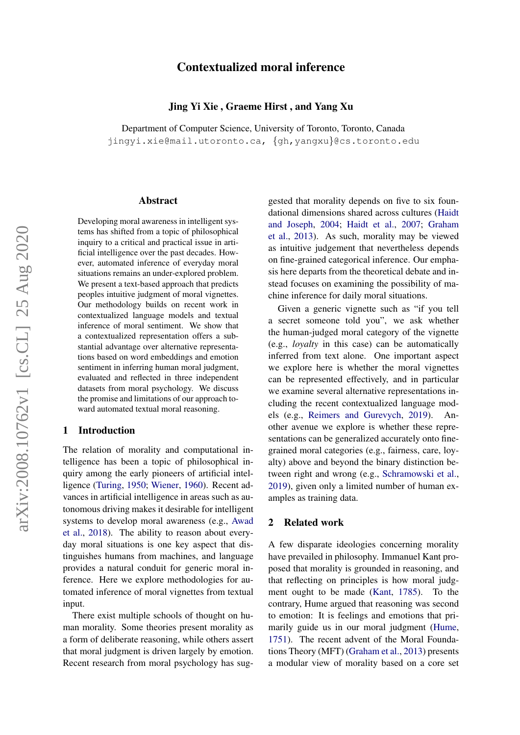# Contextualized moral inference

**Jing Yi Xie , Graeme Hirst , and Yang Xu**

Department of Computer Science, University of Toronto, Toronto, Canada

jingyi.xie@mail.utoronto.ca, {gh,yangxu}@cs.toronto.edu

## Abstract

Developing moral awareness in intelligent systems has shifted from a topic of philosophical inquiry to a critical and practical issue in artificial intelligence over the past decades. However, automated inference of everyday moral situations remains an under-explored problem. We present a text-based approach that predicts peoples intuitive judgment of moral vignettes. Our methodology builds on recent work in contextualized language models and textual inference of moral sentiment. We show that a contextualized representation offers a substantial advantage over alternative representations based on word embeddings and emotion sentiment in inferring human moral judgment, evaluated and reflected in three independent datasets from moral psychology. We discuss the promise and limitations of our approach toward automated textual moral reasoning.

## 1 Introduction

The relation of morality and computational intelligence has been a topic of philosophical inquiry among the early pioneers of artificial intelligence (Turing, 1950; Wiener, 1960). Recent advances in artificial intelligence in areas such as autonomous driving makes it desirable for intelligent systems to develop moral awareness (e.g., Awad et al., 2018). The ability to reason about everyday moral situations is one key aspect that distinguishes humans from machines, and language provides a natural conduit for generic moral inference. Here we explore methodologies for automated inference of moral vignettes from textual input.

There exist multiple schools of thought on human morality. Some theories present morality as a form of deliberate reasoning, while others assert that moral judgment is driven largely by emotion. Recent research from moral psychology has suggested that morality depends on five to six foundational dimensions shared across cultures (Haidt and Joseph, 2004; Haidt et al., 2007; Graham et al., 2013). As such, morality may be viewed as intuitive judgement that nevertheless depends on fine-grained categorical inference. Our emphasis here departs from the theoretical debate and instead focuses on examining the possibility of machine inference for daily moral situations.

Given a generic vignette such as "if you tell a secret someone told you", we ask whether the human-judged moral category of the vignette (e.g., *loyalty* in this case) can be automatically inferred from text alone. One important aspect we explore here is whether the moral vignettes can be represented effectively, and in particular we examine several alternative representations including the recent contextualized language models (e.g., Reimers and Gurevych, 2019). Another avenue we explore is whether these representations can be generalized accurately onto fine-grained moral categories (e.g., fairness, care, loyalty) above and beyond the binary distinction between right and wrong (e.g., Schramowski et al., 2019), given only a limited number of human examples as training data.

## 2 Related work

A few disparate ideologies concerning morality have prevailed in philosophy. Immanuel Kant proposed that morality is grounded in reasoning, and that reflecting on principles is how moral judgment ought to be made (Kant, 1785). To the contrary, Hume argued that reasoning was second to emotion: It is feelings and emotions that primarily guide us in our moral judgment (Hume, 1751). The recent advent of the Moral Foundations Theory (MFT) (Graham et al., 2013) presents a modular view of morality based on a core set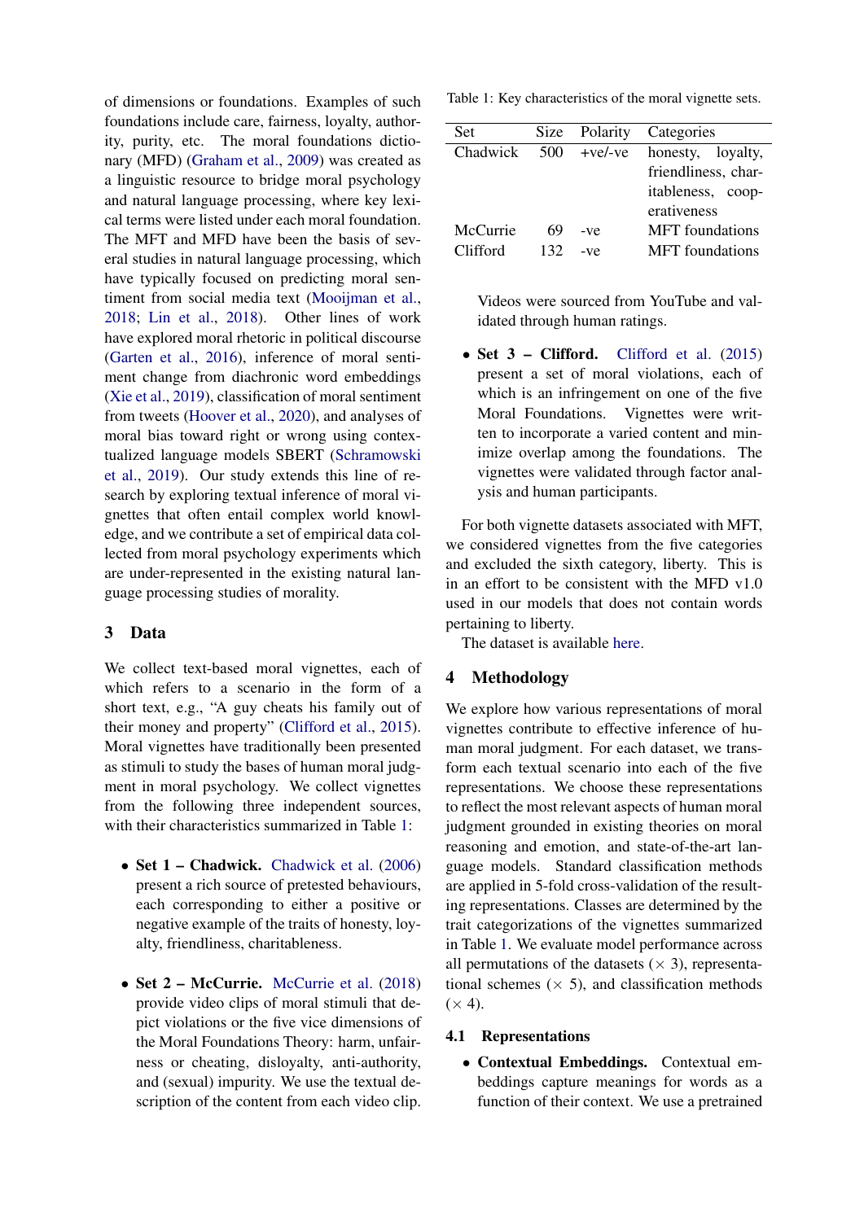of dimensions or foundations. Examples of such foundations include care, fairness, loyalty, authority, purity, etc. The moral foundations dictionary (MFD) (Graham et al., 2009) was created as a linguistic resource to bridge moral psychology and natural language processing, where key lexical terms were listed under each moral foundation. The MFT and MFD have been the basis of several studies in natural language processing, which have typically focused on predicting moral sentiment from social media text (Mooijman et al., 2018; Lin et al., 2018). Other lines of work have explored moral rhetoric in political discourse (Garten et al., 2016), inference of moral sentiment change from diachronic word embeddings (Xie et al., 2019), classification of moral sentiment from tweets (Hoover et al., 2020), and analyses of moral bias toward right or wrong using contextualized language models SBERT (Schramowski et al., 2019). Our study extends this line of research by exploring textual inference of moral vignettes that often entail complex world knowledge, and we contribute a set of empirical data collected from moral psychology experiments which are under-represented in the existing natural language processing studies of morality.

## 3 Data

We collect text-based moral vignettes, each of which refers to a scenario in the form of a short text, e.g., "A guy cheats his family out of their money and property" (Clifford et al., 2015). Moral vignettes have traditionally been presented as stimuli to study the bases of human moral judgment in moral psychology. We collect vignettes from the following three independent sources, with their characteristics summarized in Table 1:

- **Set 1 – Chadwick.** Chadwick et al. (2006) present a rich source of pretested behaviours, each corresponding to either a positive or negative example of the traits of honesty, loyalty, friendliness, charitableness.
- **Set 2 – McCurrie.** McCurrie et al. (2018) provide video clips of moral stimuli that depict violations or the five vice dimensions of the Moral Foundations Theory: harm, unfairness or cheating, disloyalty, anti-authority, and (sexual) impurity. We use the textual description of the content from each video clip. Videos were sourced from YouTube and validated through human ratings.
- **Set 3 – Clifford.** Clifford et al. (2015) present a set of moral violations, each of which is an infringement on one of the five Moral Foundations. Vignettes were written to incorporate a varied content and minimize overlap among the foundations. The vignettes were validated through factor analysis and human participants.

Table 1: Key characteristics of the moral vignette sets.

| Set | Size | Polarity | Categories |
|---|---|---|---|
| Chadwick | 500 | +ve/-ve | honesty, loyalty, friendliness, charitableness, cooperativeness |
| McCurrie | 69 | -ve | MFT foundations |
| Clifford | 132 | -ve | MFT foundations |

For both vignette datasets associated with MFT, we considered vignettes from the five categories and excluded the sixth category, liberty. This is in an effort to be consistent with the MFD v1.0 used in our models that does not contain words pertaining to liberty.

The dataset is available here.

## 4 Methodology

We explore how various representations of moral vignettes contribute to effective inference of human moral judgment. For each dataset, we transform each textual scenario into each of the five representations. We choose these representations to reflect the most relevant aspects of human moral judgment grounded in existing theories on moral reasoning and emotion, and state-of-the-art language models. Standard classification methods are applied in 5-fold cross-validation of the resulting representations. Classes are determined by the trait categorizations of the vignettes summarized in Table 1. We evaluate model performance across all permutations of the datasets ($\times$ 3), representational schemes ($\times$ 5), and classification methods ($\times$ 4).

### 4.1 Representations

- **Contextual Embeddings.** Contextual embeddings capture meanings for words as a function of their context. We use a pretrained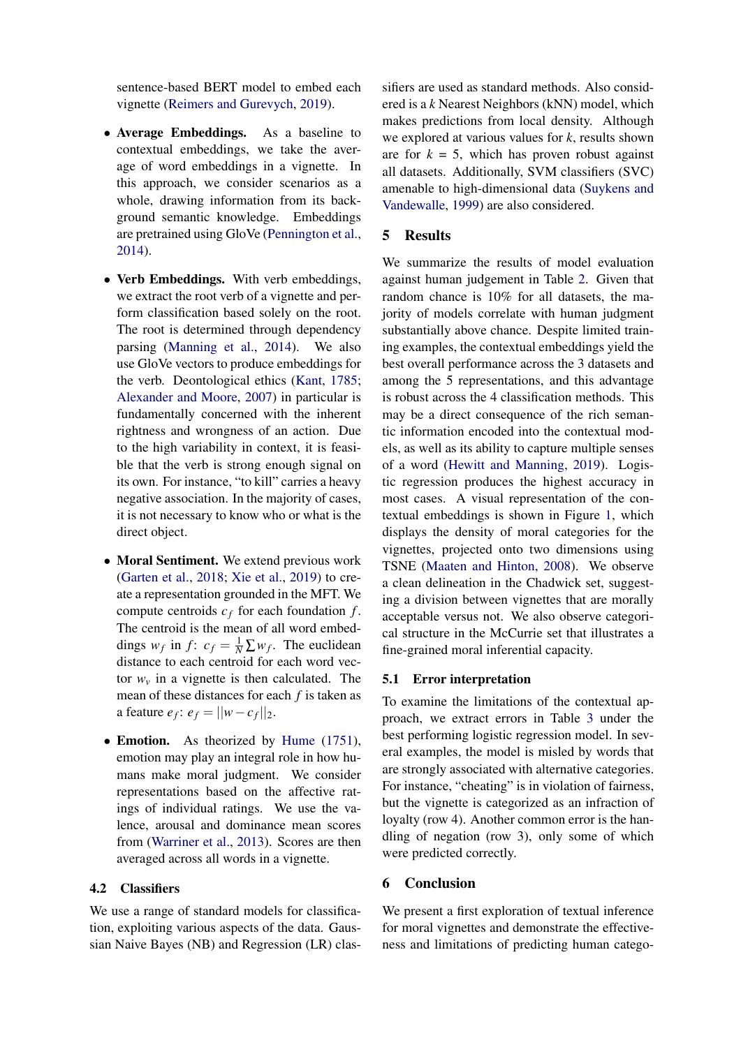sentence-based BERT model to embed each vignette (Reimers and Gurevych, 2019).

- **Average Embeddings.** As a baseline to contextual embeddings, we take the average of word embeddings in a vignette. In this approach, we consider scenarios as a whole, drawing information from its background semantic knowledge. Embeddings are pretrained using GloVe (Pennington et al., 2014).

- **Verb Embeddings.** With verb embeddings, we extract the root verb of a vignette and perform classification based solely on the root. The root is determined through dependency parsing (Manning et al., 2014). We also use GloVe vectors to produce embeddings for the verb. Deontological ethics (Kant, 1785; Alexander and Moore, 2007) in particular is fundamentally concerned with the inherent rightness and wrongness of an action. Due to the high variability in context, it is feasible that the verb is strong enough signal on its own. For instance, "to kill" carries a heavy negative association. In the majority of cases, it is not necessary to know who or what is the direct object.

- **Moral Sentiment.** We extend previous work (Garten et al., 2018; Xie et al., 2019) to create a representation grounded in the MFT. We compute centroids $c_f$ for each foundation $f$. The centroid is the mean of all word embeddings $w_f$ in $f$: $c_f = \frac{1}{N}\sum w_f$. The euclidean distance to each centroid for each word vector $w_v$ in a vignette is then calculated. The mean of these distances for each $f$ is taken as a feature $e_f$: $e_f = ||w - c_f||_2$.

- **Emotion.** As theorized by Hume (1751), emotion may play an integral role in how humans make moral judgment. We consider representations based on the affective ratings of individual ratings. We use the valence, arousal and dominance mean scores from (Warriner et al., 2013). Scores are then averaged across all words in a vignette.

### 4.2 Classifiers

We use a range of standard models for classification, exploiting various aspects of the data. Gaussian Naive Bayes (NB) and Regression (LR) classifiers are used as standard methods. Also considered is a $k$ Nearest Neighbors (kNN) model, which makes predictions from local density. Although we explored at various values for $k$, results shown are for $k = 5$, which has proven robust against all datasets. Additionally, SVM classifiers (SVC) amenable to high-dimensional data (Suykens and Vandewalle, 1999) are also considered.

## 5 Results

We summarize the results of model evaluation against human judgement in Table 2. Given that random chance is 10% for all datasets, the majority of models correlate with human judgment substantially above chance. Despite limited training examples, the contextual embeddings yield the best overall performance across the 3 datasets and among the 5 representations, and this advantage is robust across the 4 classification methods. This may be a direct consequence of the rich semantic information encoded into the contextual models, as well as its ability to capture multiple senses of a word (Hewitt and Manning, 2019). Logistic regression produces the highest accuracy in most cases. A visual representation of the contextual embeddings is shown in Figure 1, which displays the density of moral categories for the vignettes, projected onto two dimensions using TSNE (Maaten and Hinton, 2008). We observe a clean delineation in the Chadwick set, suggesting a division between vignettes that are morally acceptable versus not. We also observe categorical structure in the McCurrie set that illustrates a fine-grained moral inferential capacity.

### 5.1 Error interpretation

To examine the limitations of the contextual approach, we extract errors in Table 3 under the best performing logistic regression model. In several examples, the model is misled by words that are strongly associated with alternative categories. For instance, "cheating" is in violation of fairness, but the vignette is categorized as an infraction of loyalty (row 4). Another common error is the handling of negation (row 3), only some of which were predicted correctly.

## 6 Conclusion

We present a first exploration of textual inference for moral vignettes and demonstrate the effectiveness and limitations of predicting human catego-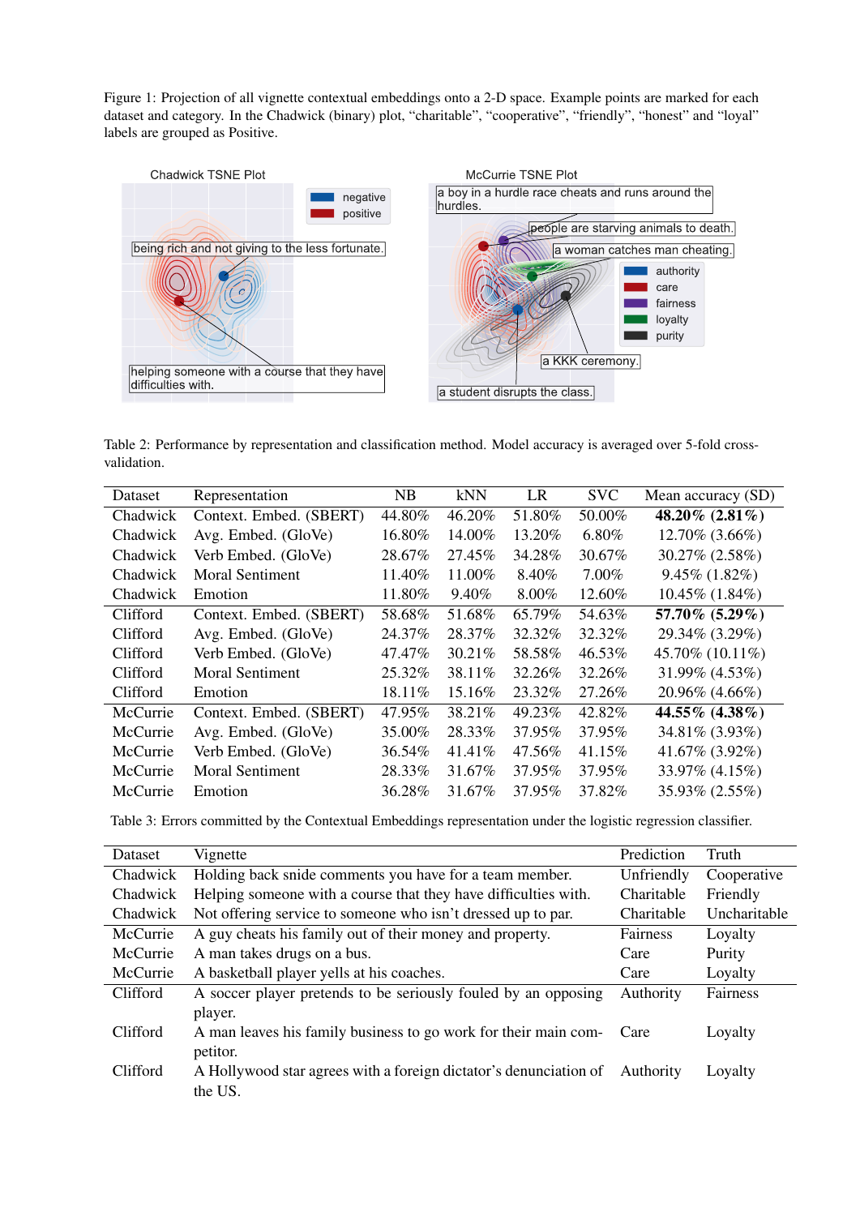Figure 1: Projection of all vignette contextual embeddings onto a 2-D space. Example points are marked for each dataset and category. In the Chadwick (binary) plot, "charitable", "cooperative", "friendly", "honest" and "loyal" labels are grouped as Positive.

Table 2: Performance by representation and classification method. Model accuracy is averaged over 5-fold cross-validation.

| Dataset | Representation | NB | kNN | LR | SVC | Mean accuracy (SD) |
|---|---|---|---|---|---|---|
| Chadwick | Context. Embed. (SBERT) | 44.80% | 46.20% | 51.80% | 50.00% | **48.20% (2.81%)** |
| Chadwick | Avg. Embed. (GloVe) | 16.80% | 14.00% | 13.20% | 6.80% | 12.70% (3.66%) |
| Chadwick | Verb Embed. (GloVe) | 28.67% | 27.45% | 34.28% | 30.67% | 30.27% (2.58%) |
| Chadwick | Moral Sentiment | 11.40% | 11.00% | 8.40% | 7.00% | 9.45% (1.82%) |
| Chadwick | Emotion | 11.80% | 9.40% | 8.00% | 12.60% | 10.45% (1.84%) |
| Clifford | Context. Embed. (SBERT) | 58.68% | 51.68% | 65.79% | 54.63% | **57.70% (5.29%)** |
| Clifford | Avg. Embed. (GloVe) | 24.37% | 28.37% | 32.32% | 32.32% | 29.34% (3.29%) |
| Clifford | Verb Embed. (GloVe) | 47.47% | 30.21% | 58.58% | 46.53% | 45.70% (10.11%) |
| Clifford | Moral Sentiment | 25.32% | 38.11% | 32.26% | 32.26% | 31.99% (4.53%) |
| Clifford | Emotion | 18.11% | 15.16% | 23.32% | 27.26% | 20.96% (4.66%) |
| McCurrie | Context. Embed. (SBERT) | 47.95% | 38.21% | 49.23% | 42.82% | **44.55% (4.38%)** |
| McCurrie | Avg. Embed. (GloVe) | 35.00% | 28.33% | 37.95% | 37.95% | 34.81% (3.93%) |
| McCurrie | Verb Embed. (GloVe) | 36.54% | 41.41% | 47.56% | 41.15% | 41.67% (3.92%) |
| McCurrie | Moral Sentiment | 28.33% | 31.67% | 37.95% | 37.95% | 33.97% (4.15%) |
| McCurrie | Emotion | 36.28% | 31.67% | 37.95% | 37.82% | 35.93% (2.55%) |

Table 3: Errors committed by the Contextual Embeddings representation under the logistic regression classifier.

| Dataset | Vignette | Prediction | Truth |
|---|---|---|---|
| Chadwick | Holding back snide comments you have for a team member. | Unfriendly | Cooperative |
| Chadwick | Helping someone with a course that they have difficulties with. | Charitable | Friendly |
| Chadwick | Not offering service to someone who isn't dressed up to par. | Charitable | Uncharitable |
| McCurrie | A guy cheats his family out of their money and property. | Fairness | Loyalty |
| McCurrie | A man takes drugs on a bus. | Care | Purity |
| McCurrie | A basketball player yells at his coaches. | Care | Loyalty |
| Clifford | A soccer player pretends to be seriously fouled by an opposing player. | Authority | Fairness |
| Clifford | A man leaves his family business to go work for their main competitor. | Care | Loyalty |
| Clifford | A Hollywood star agrees with a foreign dictator's denunciation of the US. | Authority | Loyalty |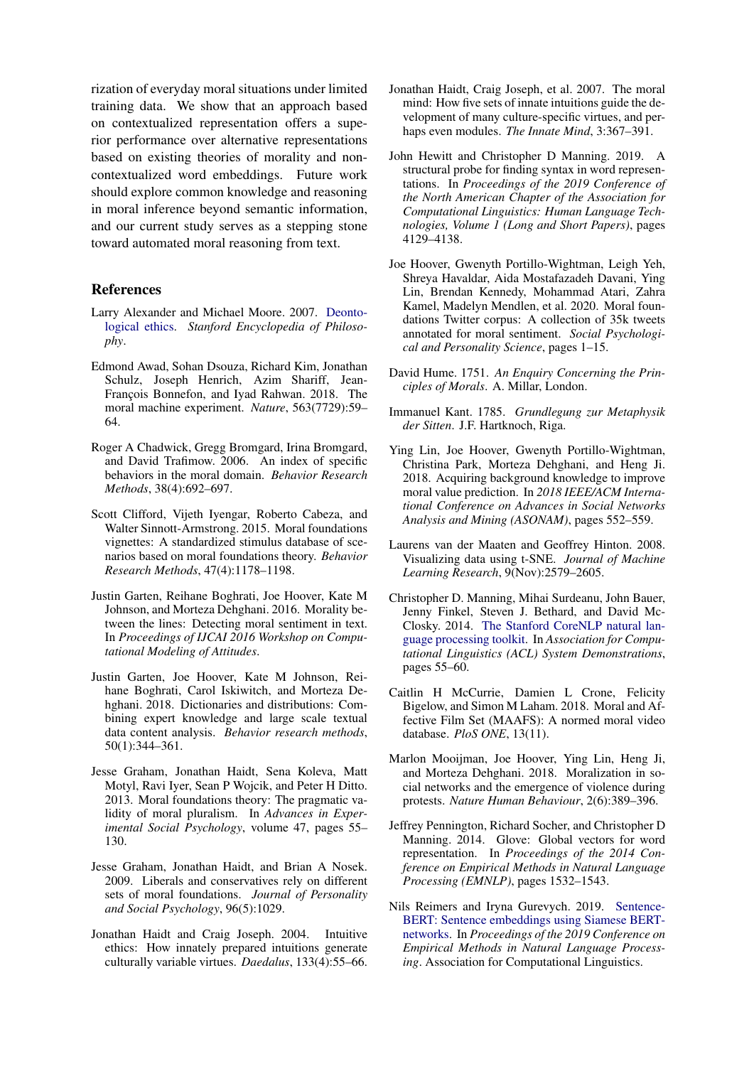rization of everyday moral situations under limited training data. We show that an approach based on contextualized representation offers a superior performance over alternative representations based on existing theories of morality and non-contextualized word embeddings. Future work should explore common knowledge and reasoning in moral inference beyond semantic information, and our current study serves as a stepping stone toward automated moral reasoning from text.

## References

Larry Alexander and Michael Moore. 2007. Deontological ethics. *Stanford Encyclopedia of Philosophy*.

Edmond Awad, Sohan Dsouza, Richard Kim, Jonathan Schulz, Joseph Henrich, Azim Shariff, Jean-François Bonnefon, and Iyad Rahwan. 2018. The moral machine experiment. *Nature*, 563(7729):59–64.

Roger A Chadwick, Gregg Bromgard, Irina Bromgard, and David Trafimow. 2006. An index of specific behaviors in the moral domain. *Behavior Research Methods*, 38(4):692–697.

Scott Clifford, Vijeth Iyengar, Roberto Cabeza, and Walter Sinnott-Armstrong. 2015. Moral foundations vignettes: A standardized stimulus database of scenarios based on moral foundations theory. *Behavior Research Methods*, 47(4):1178–1198.

Justin Garten, Reihane Boghrati, Joe Hoover, Kate M Johnson, and Morteza Dehghani. 2016. Morality between the lines: Detecting moral sentiment in text. In *Proceedings of IJCAI 2016 Workshop on Computational Modeling of Attitudes*.

Justin Garten, Joe Hoover, Kate M Johnson, Reihane Boghrati, Carol Iskiwitch, and Morteza Dehghani. 2018. Dictionaries and distributions: Combining expert knowledge and large scale textual data content analysis. *Behavior research methods*, 50(1):344–361.

Jesse Graham, Jonathan Haidt, Sena Koleva, Matt Motyl, Ravi Iyer, Sean P Wojcik, and Peter H Ditto. 2013. Moral foundations theory: The pragmatic validity of moral pluralism. In *Advances in Experimental Social Psychology*, volume 47, pages 55–130.

Jesse Graham, Jonathan Haidt, and Brian A Nosek. 2009. Liberals and conservatives rely on different sets of moral foundations. *Journal of Personality and Social Psychology*, 96(5):1029.

Jonathan Haidt and Craig Joseph. 2004. Intuitive ethics: How innately prepared intuitions generate culturally variable virtues. *Daedalus*, 133(4):55–66.

Jonathan Haidt, Craig Joseph, et al. 2007. The moral mind: How five sets of innate intuitions guide the development of many culture-specific virtues, and perhaps even modules. *The Innate Mind*, 3:367–391.

John Hewitt and Christopher D Manning. 2019. A structural probe for finding syntax in word representations. In *Proceedings of the 2019 Conference of the North American Chapter of the Association for Computational Linguistics: Human Language Technologies, Volume 1 (Long and Short Papers)*, pages 4129–4138.

Joe Hoover, Gwenyth Portillo-Wightman, Leigh Yeh, Shreya Havaldar, Aida Mostafazadeh Davani, Ying Lin, Brendan Kennedy, Mohammad Atari, Zahra Kamel, Madelyn Mendlen, et al. 2020. Moral foundations Twitter corpus: A collection of 35k tweets annotated for moral sentiment. *Social Psychological and Personality Science*, pages 1–15.

David Hume. 1751. *An Enquiry Concerning the Principles of Morals*. A. Millar, London.

Immanuel Kant. 1785. *Grundlegung zur Metaphysik der Sitten*. J.F. Hartknoch, Riga.

Ying Lin, Joe Hoover, Gwenyth Portillo-Wightman, Christina Park, Morteza Dehghani, and Heng Ji. 2018. Acquiring background knowledge to improve moral value prediction. In *2018 IEEE/ACM International Conference on Advances in Social Networks Analysis and Mining (ASONAM)*, pages 552–559.

Laurens van der Maaten and Geoffrey Hinton. 2008. Visualizing data using t-SNE. *Journal of Machine Learning Research*, 9(Nov):2579–2605.

Christopher D. Manning, Mihai Surdeanu, John Bauer, Jenny Finkel, Steven J. Bethard, and David McClosky. 2014. The Stanford CoreNLP natural language processing toolkit. In *Association for Computational Linguistics (ACL) System Demonstrations*, pages 55–60.

Caitlin H McCurrie, Damien L Crone, Felicity Bigelow, and Simon M Laham. 2018. Moral and Affective Film Set (MAAFS): A normed moral video database. *PloS ONE*, 13(11).

Marlon Mooijman, Joe Hoover, Ying Lin, Heng Ji, and Morteza Dehghani. 2018. Moralization in social networks and the emergence of violence during protests. *Nature Human Behaviour*, 2(6):389–396.

Jeffrey Pennington, Richard Socher, and Christopher D Manning. 2014. Glove: Global vectors for word representation. In *Proceedings of the 2014 Conference on Empirical Methods in Natural Language Processing (EMNLP)*, pages 1532–1543.

Nils Reimers and Iryna Gurevych. 2019. Sentence-BERT: Sentence embeddings using Siamese BERT-networks. In *Proceedings of the 2019 Conference on Empirical Methods in Natural Language Processing*. Association for Computational Linguistics.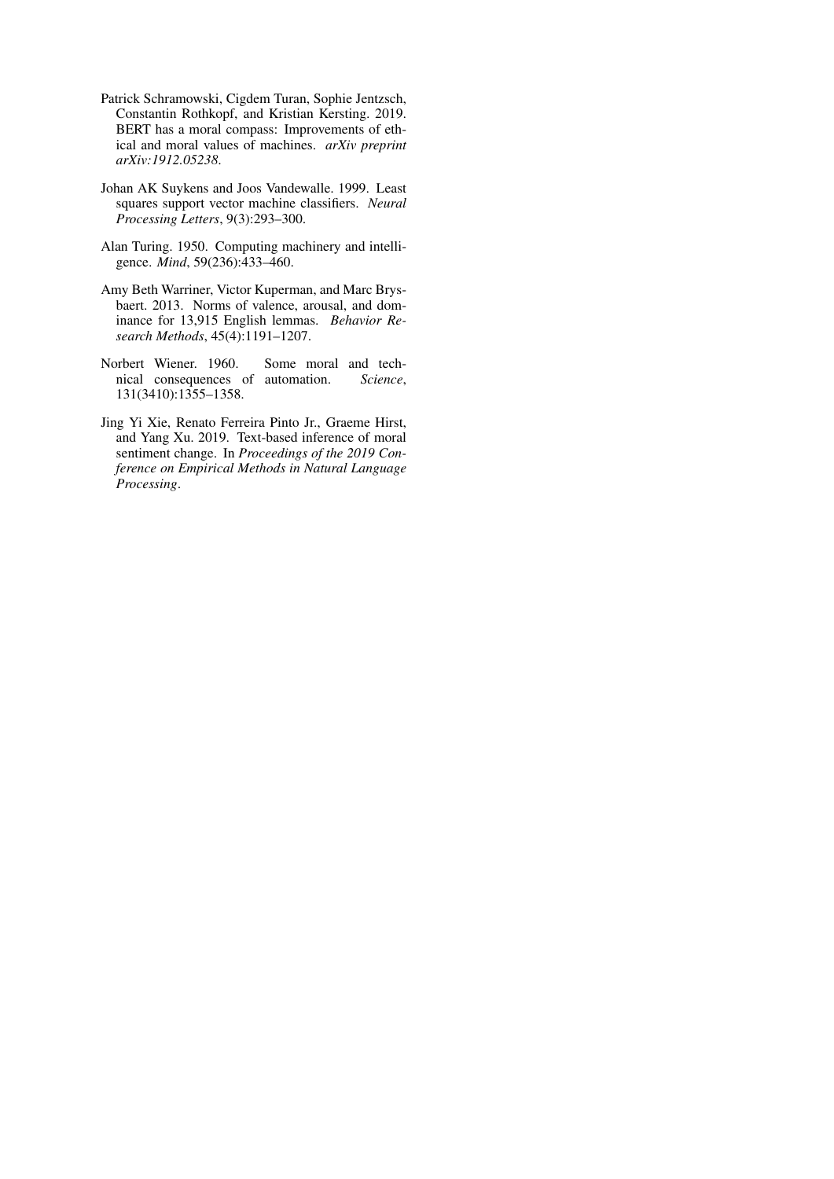Patrick Schramowski, Cigdem Turan, Sophie Jentzsch, Constantin Rothkopf, and Kristian Kersting. 2019. BERT has a moral compass: Improvements of ethical and moral values of machines. *arXiv preprint arXiv:1912.05238*.

Johan AK Suykens and Joos Vandewalle. 1999. Least squares support vector machine classifiers. *Neural Processing Letters*, 9(3):293–300.

Alan Turing. 1950. Computing machinery and intelligence. *Mind*, 59(236):433–460.

Amy Beth Warriner, Victor Kuperman, and Marc Brysbaert. 2013. Norms of valence, arousal, and dominance for 13,915 English lemmas. *Behavior Research Methods*, 45(4):1191–1207.

Norbert Wiener. 1960. Some moral and technical consequences of automation. *Science*, 131(3410):1355–1358.

Jing Yi Xie, Renato Ferreira Pinto Jr., Graeme Hirst, and Yang Xu. 2019. Text-based inference of moral sentiment change. In *Proceedings of the 2019 Conference on Empirical Methods in Natural Language Processing*.